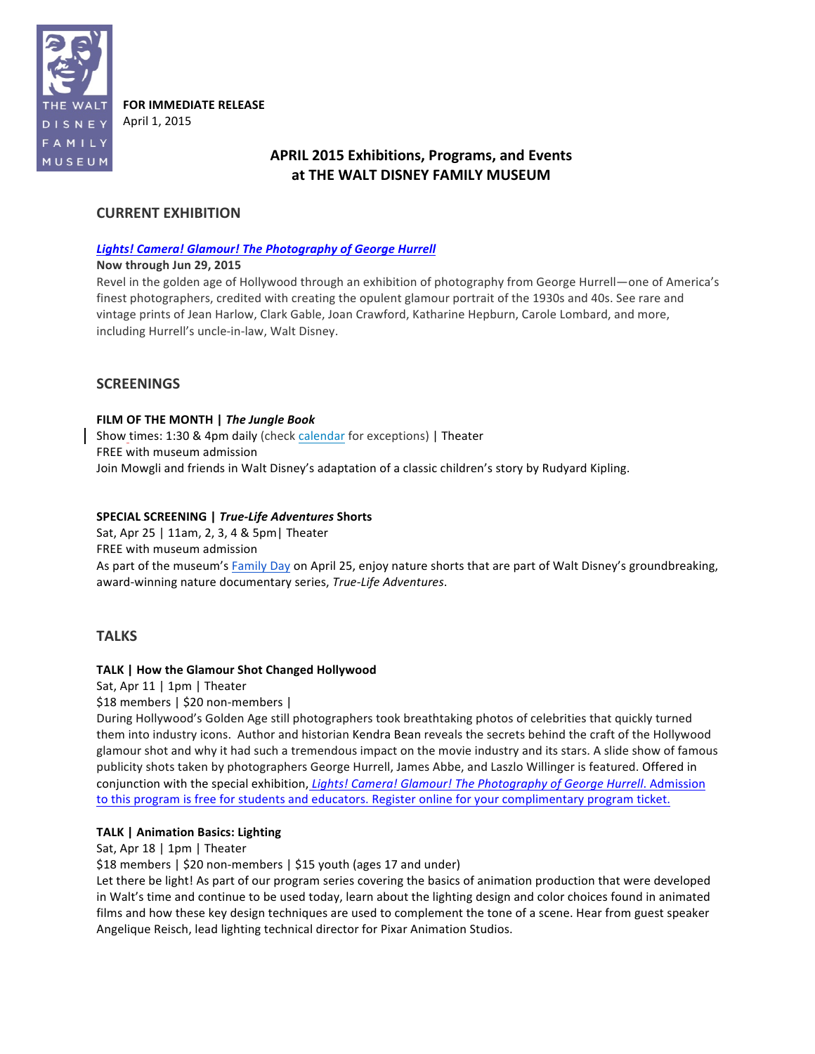THE WALT DISNEY FAMILY MUSEUM

**FOR IMMEDIATE RELEASE**
April 1, 2015

# APRIL 2015 Exhibitions, Programs, and Events at THE WALT DISNEY FAMILY MUSEUM

## CURRENT EXHIBITION

***Lights! Camera! Glamour! The Photography of George Hurrell***
**Now through Jun 29, 2015**
Revel in the golden age of Hollywood through an exhibition of photography from George Hurrell—one of America's finest photographers, credited with creating the opulent glamour portrait of the 1930s and 40s. See rare and vintage prints of Jean Harlow, Clark Gable, Joan Crawford, Katharine Hepburn, Carole Lombard, and more, including Hurrell's uncle-in-law, Walt Disney.

## SCREENINGS

**FILM OF THE MONTH | *The Jungle Book***
Show times: 1:30 & 4pm daily (check calendar for exceptions) | Theater
FREE with museum admission
Join Mowgli and friends in Walt Disney's adaptation of a classic children's story by Rudyard Kipling.

**SPECIAL SCREENING | *True-Life Adventures* Shorts**
Sat, Apr 25 | 11am, 2, 3, 4 & 5pm| Theater
FREE with museum admission
As part of the museum's Family Day on April 25, enjoy nature shorts that are part of Walt Disney's groundbreaking, award-winning nature documentary series, *True-Life Adventures*.

## TALKS

**TALK | How the Glamour Shot Changed Hollywood**
Sat, Apr 11 | 1pm | Theater
$18 members | $20 non-members |
During Hollywood's Golden Age still photographers took breathtaking photos of celebrities that quickly turned them into industry icons. Author and historian Kendra Bean reveals the secrets behind the craft of the Hollywood glamour shot and why it had such a tremendous impact on the movie industry and its stars. A slide show of famous publicity shots taken by photographers George Hurrell, James Abbe, and Laszlo Willinger is featured. Offered in conjunction with the special exhibition, *Lights! Camera! Glamour! The Photography of George Hurrell*. Admission to this program is free for students and educators. Register online for your complimentary program ticket.

**TALK | Animation Basics: Lighting**
Sat, Apr 18 | 1pm | Theater
$18 members | $20 non-members | $15 youth (ages 17 and under)
Let there be light! As part of our program series covering the basics of animation production that were developed in Walt's time and continue to be used today, learn about the lighting design and color choices found in animated films and how these key design techniques are used to complement the tone of a scene. Hear from guest speaker Angelique Reisch, lead lighting technical director for Pixar Animation Studios.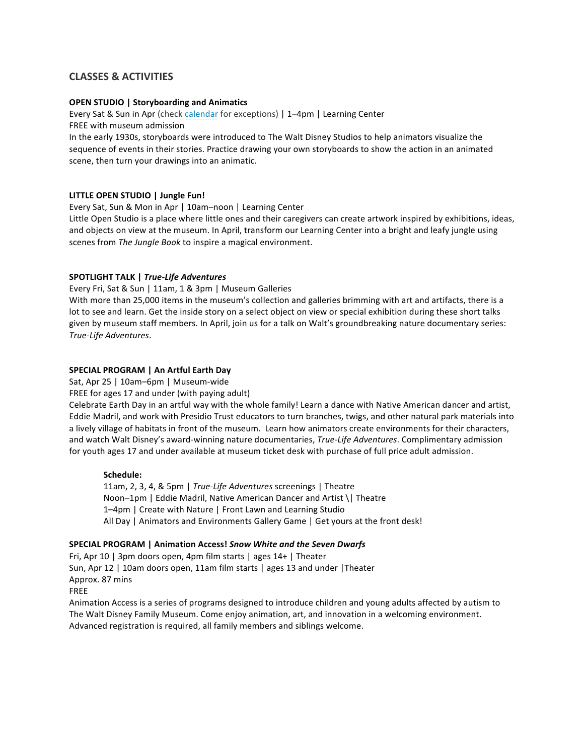## CLASSES & ACTIVITIES

**OPEN STUDIO | Storyboarding and Animatics**

Every Sat & Sun in Apr (check calendar for exceptions) | 1–4pm | Learning Center

FREE with museum admission

In the early 1930s, storyboards were introduced to The Walt Disney Studios to help animators visualize the sequence of events in their stories. Practice drawing your own storyboards to show the action in an animated scene, then turn your drawings into an animatic.

**LITTLE OPEN STUDIO | Jungle Fun!**

Every Sat, Sun & Mon in Apr | 10am–noon | Learning Center

Little Open Studio is a place where little ones and their caregivers can create artwork inspired by exhibitions, ideas, and objects on view at the museum. In April, transform our Learning Center into a bright and leafy jungle using scenes from *The Jungle Book* to inspire a magical environment.

**SPOTLIGHT TALK | *True-Life Adventures***

Every Fri, Sat & Sun | 11am, 1 & 3pm | Museum Galleries

With more than 25,000 items in the museum's collection and galleries brimming with art and artifacts, there is a lot to see and learn. Get the inside story on a select object on view or special exhibition during these short talks given by museum staff members. In April, join us for a talk on Walt's groundbreaking nature documentary series: *True-Life Adventures*.

**SPECIAL PROGRAM | An Artful Earth Day**

Sat, Apr 25 | 10am–6pm | Museum-wide

FREE for ages 17 and under (with paying adult)

Celebrate Earth Day in an artful way with the whole family! Learn a dance with Native American dancer and artist, Eddie Madril, and work with Presidio Trust educators to turn branches, twigs, and other natural park materials into a lively village of habitats in front of the museum. Learn how animators create environments for their characters, and watch Walt Disney's award-winning nature documentaries, *True-Life Adventures*. Complimentary admission for youth ages 17 and under available at museum ticket desk with purchase of full price adult admission.

**Schedule:**

11am, 2, 3, 4, & 5pm | *True-Life Adventures* screenings | Theatre

Noon–1pm | Eddie Madril, Native American Dancer and Artist \| Theatre

1–4pm | Create with Nature | Front Lawn and Learning Studio

All Day | Animators and Environments Gallery Game | Get yours at the front desk!

**SPECIAL PROGRAM | Animation Access! *Snow White and the Seven Dwarfs***

Fri, Apr 10 | 3pm doors open, 4pm film starts | ages 14+ | Theater

Sun, Apr 12 | 10am doors open, 11am film starts | ages 13 and under |Theater

Approx. 87 mins

FREE

Animation Access is a series of programs designed to introduce children and young adults affected by autism to The Walt Disney Family Museum. Come enjoy animation, art, and innovation in a welcoming environment. Advanced registration is required, all family members and siblings welcome.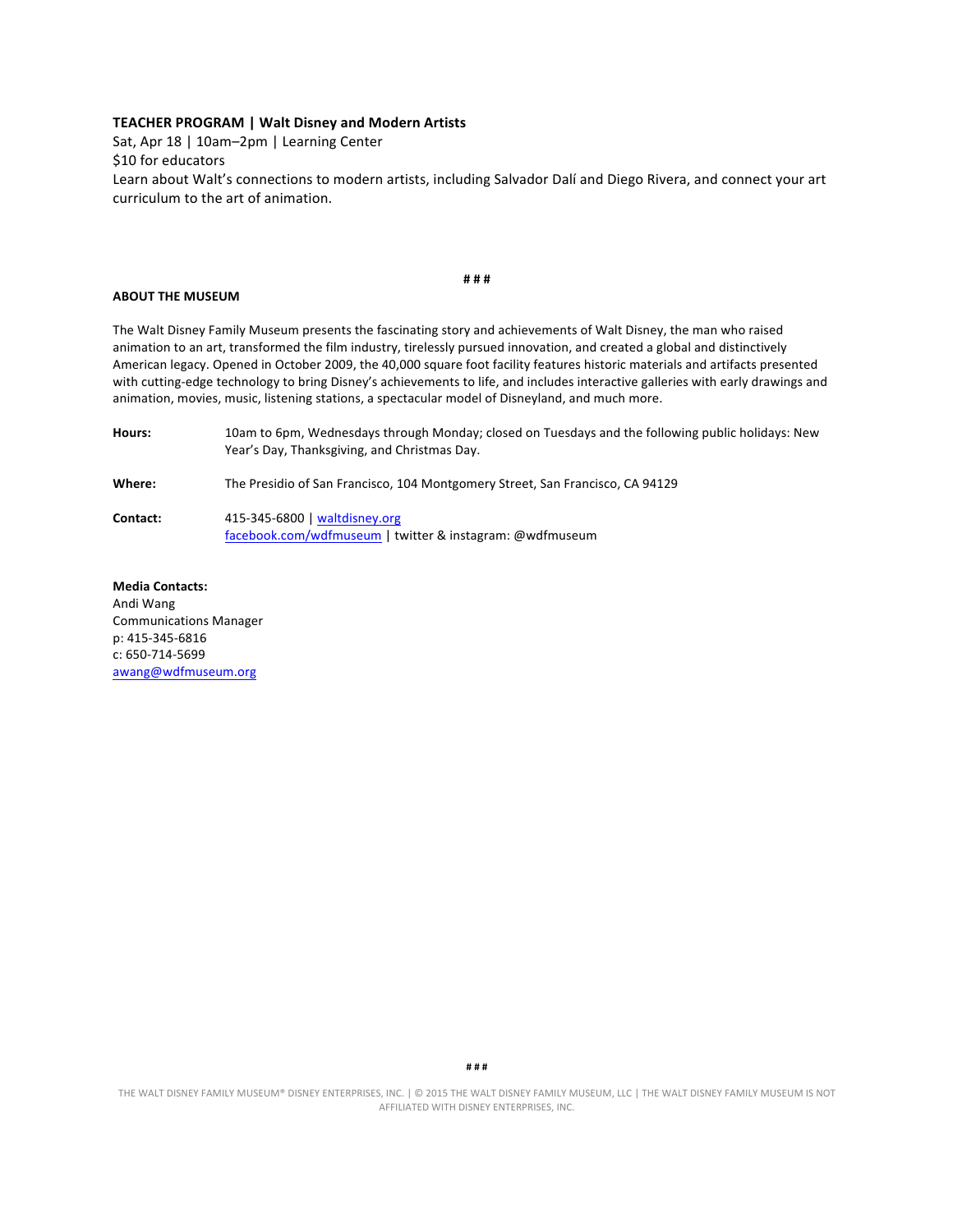**TEACHER PROGRAM | Walt Disney and Modern Artists**
Sat, Apr 18 | 10am–2pm | Learning Center
$10 for educators
Learn about Walt's connections to modern artists, including Salvador Dalí and Diego Rivera, and connect your art curriculum to the art of animation.

# # #

**ABOUT THE MUSEUM**

The Walt Disney Family Museum presents the fascinating story and achievements of Walt Disney, the man who raised animation to an art, transformed the film industry, tirelessly pursued innovation, and created a global and distinctively American legacy. Opened in October 2009, the 40,000 square foot facility features historic materials and artifacts presented with cutting-edge technology to bring Disney's achievements to life, and includes interactive galleries with early drawings and animation, movies, music, listening stations, a spectacular model of Disneyland, and much more.

**Hours:** 10am to 6pm, Wednesdays through Monday; closed on Tuesdays and the following public holidays: New Year's Day, Thanksgiving, and Christmas Day.

**Where:** The Presidio of San Francisco, 104 Montgomery Street, San Francisco, CA 94129

**Contact:** 415-345-6800 | waltdisney.org
facebook.com/wdfmuseum | twitter & instagram: @wdfmuseum

**Media Contacts:**
Andi Wang
Communications Manager
p: 415-345-6816
c: 650-714-5699
awang@wdfmuseum.org

# # #

THE WALT DISNEY FAMILY MUSEUM® DISNEY ENTERPRISES, INC. | © 2015 THE WALT DISNEY FAMILY MUSEUM, LLC | THE WALT DISNEY FAMILY MUSEUM IS NOT AFFILIATED WITH DISNEY ENTERPRISES, INC.